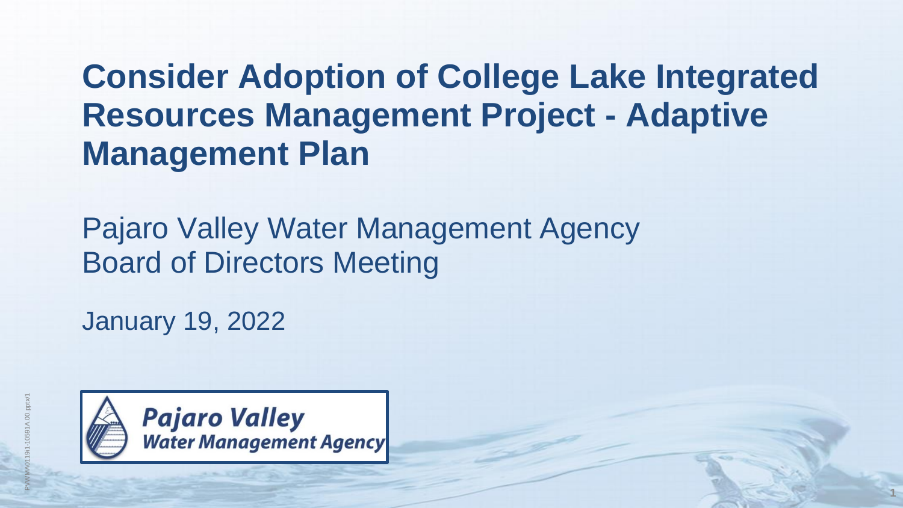# Consider Adoption of College Lake Integrated Resources Management Project - Adaptive Management Plan

Pajaro Valley Water Management Agency
Board of Directors Meeting

January 19, 2022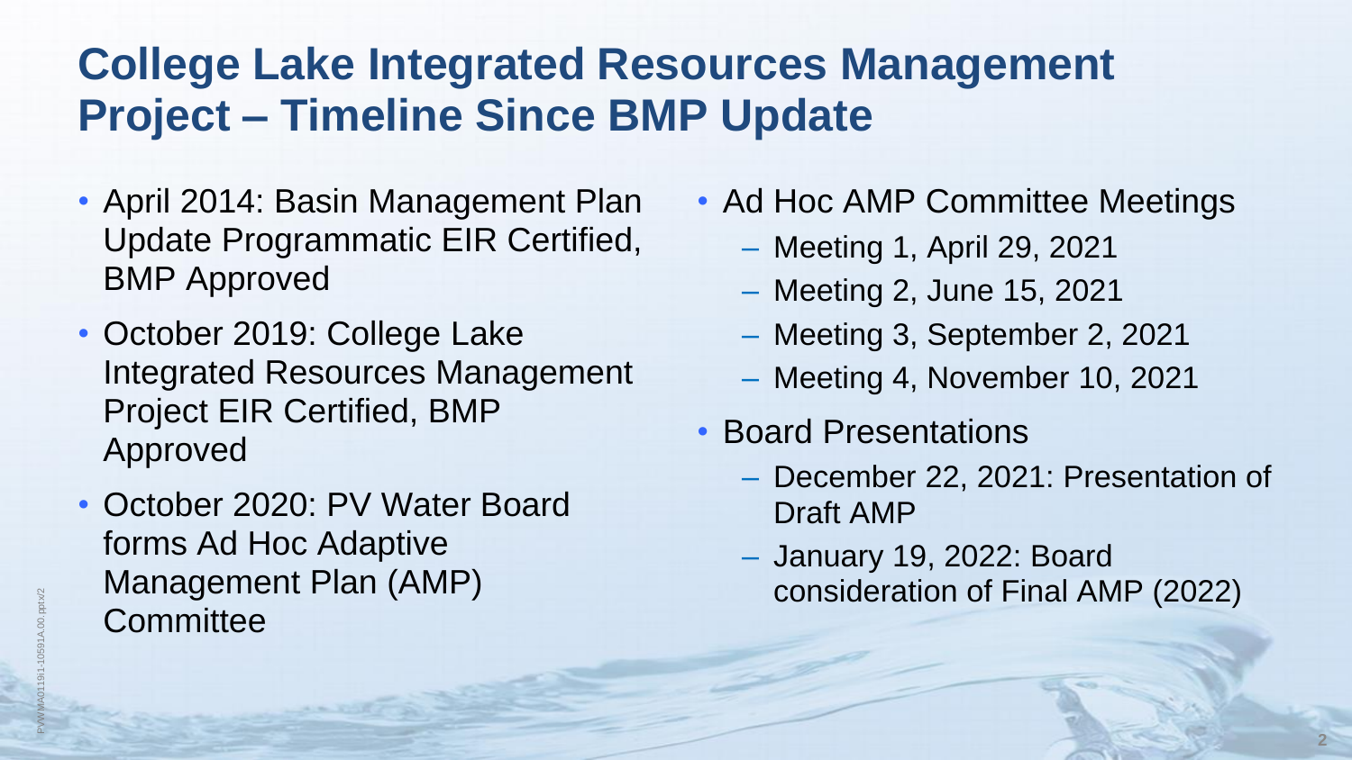# College Lake Integrated Resources Management Project – Timeline Since BMP Update

- April 2014: Basin Management Plan Update Programmatic EIR Certified, BMP Approved
- October 2019: College Lake Integrated Resources Management Project EIR Certified, BMP Approved
- October 2020: PV Water Board forms Ad Hoc Adaptive Management Plan (AMP) Committee
- Ad Hoc AMP Committee Meetings
  - Meeting 1, April 29, 2021
  - Meeting 2, June 15, 2021
  - Meeting 3, September 2, 2021
  - Meeting 4, November 10, 2021
- Board Presentations
  - December 22, 2021: Presentation of Draft AMP
  - January 19, 2022: Board consideration of Final AMP (2022)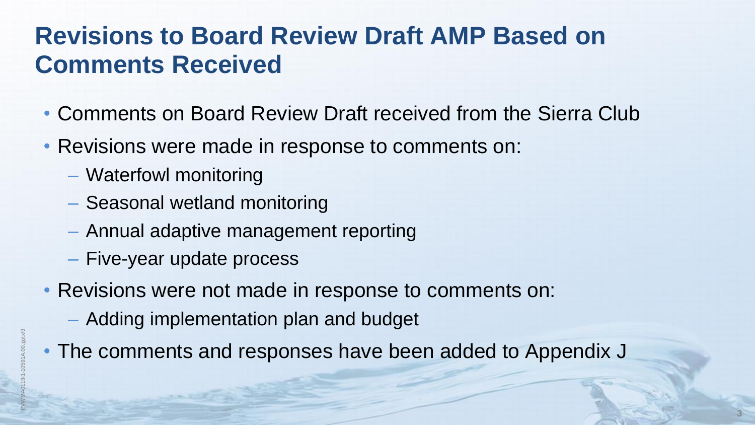# Revisions to Board Review Draft AMP Based on Comments Received

- Comments on Board Review Draft received from the Sierra Club
- Revisions were made in response to comments on:
  - Waterfowl monitoring
  - Seasonal wetland monitoring
  - Annual adaptive management reporting
  - Five-year update process
- Revisions were not made in response to comments on:
  - Adding implementation plan and budget
- The comments and responses have been added to Appendix J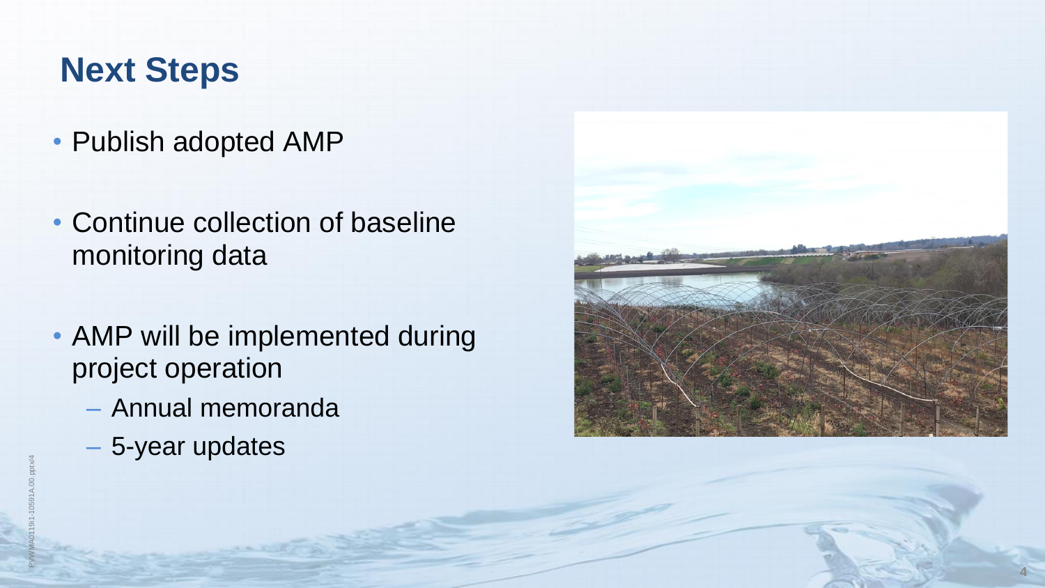# Next Steps

- Publish adopted AMP
- Continue collection of baseline monitoring data
- AMP will be implemented during project operation
  - Annual memoranda
  - 5-year updates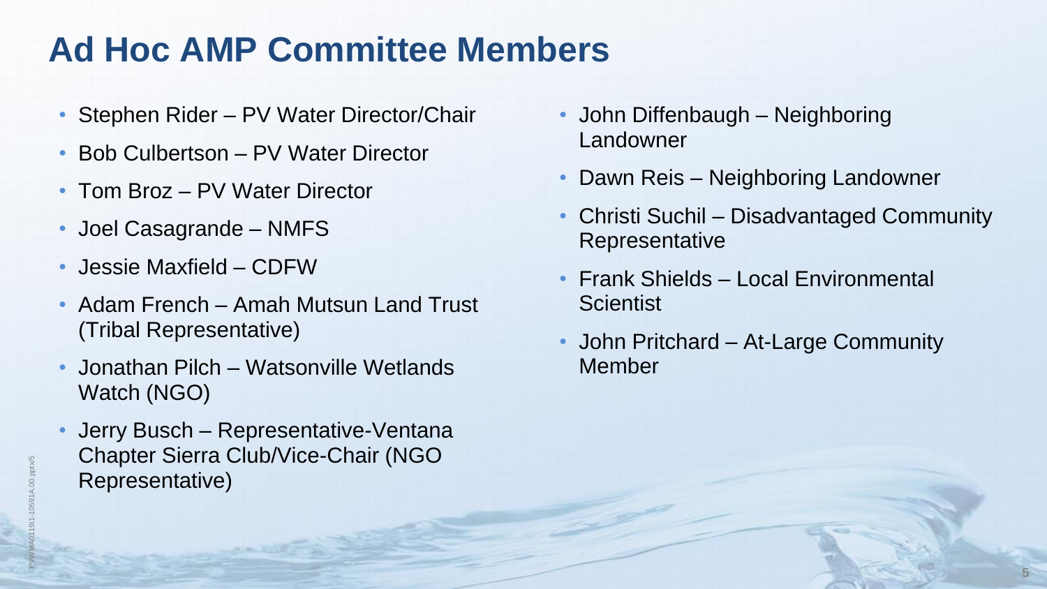# Ad Hoc AMP Committee Members

- Stephen Rider – PV Water Director/Chair
- Bob Culbertson – PV Water Director
- Tom Broz – PV Water Director
- Joel Casagrande – NMFS
- Jessie Maxfield – CDFW
- Adam French – Amah Mutsun Land Trust (Tribal Representative)
- Jonathan Pilch – Watsonville Wetlands Watch (NGO)
- Jerry Busch – Representative-Ventana Chapter Sierra Club/Vice-Chair (NGO Representative)
- John Diffenbaugh – Neighboring Landowner
- Dawn Reis – Neighboring Landowner
- Christi Suchil – Disadvantaged Community Representative
- Frank Shields – Local Environmental Scientist
- John Pritchard – At-Large Community Member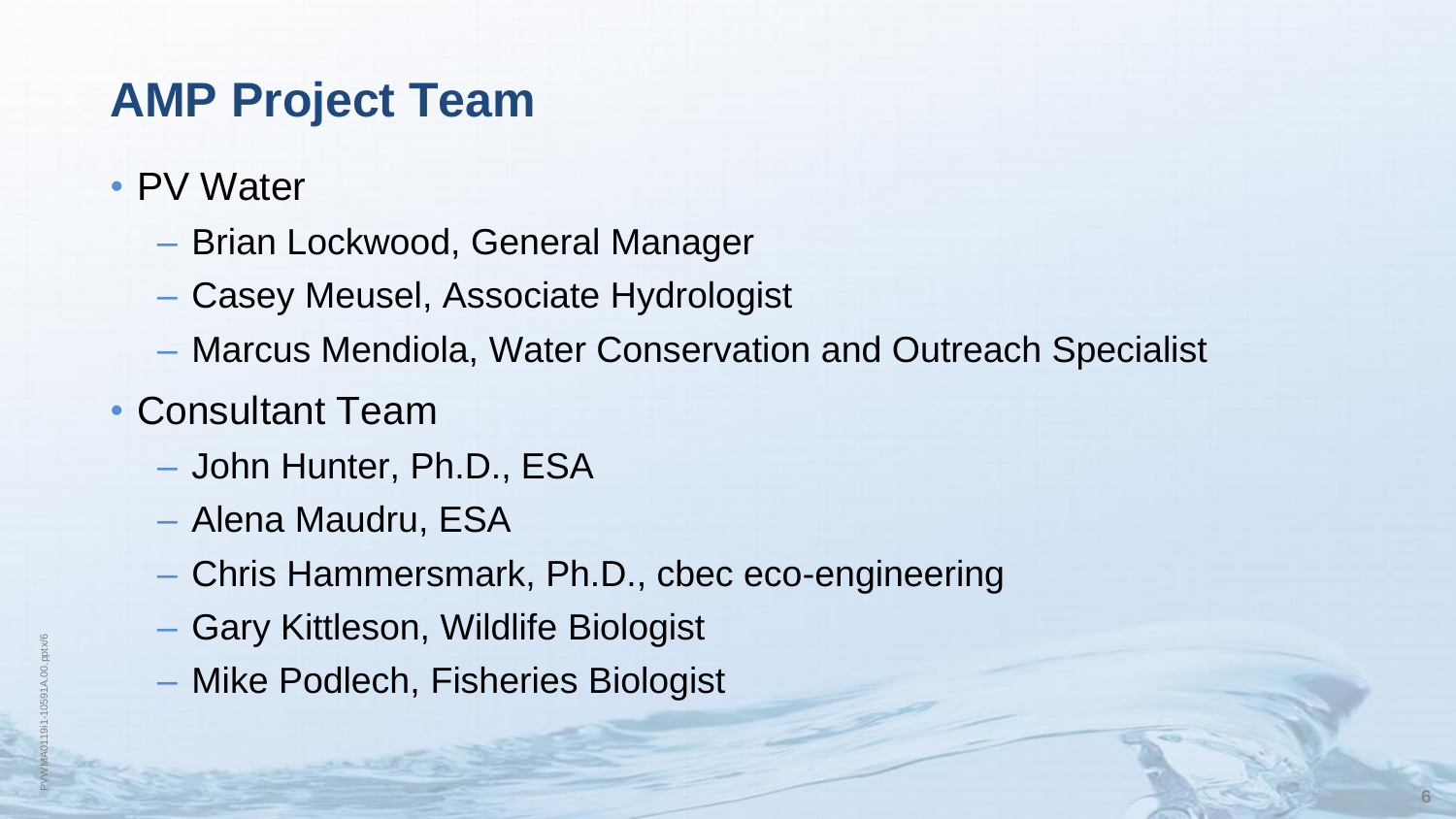# AMP Project Team

- PV Water
  - Brian Lockwood, General Manager
  - Casey Meusel, Associate Hydrologist
  - Marcus Mendiola, Water Conservation and Outreach Specialist
- Consultant Team
  - John Hunter, Ph.D., ESA
  - Alena Maudru, ESA
  - Chris Hammersmark, Ph.D., cbec eco-engineering
  - Gary Kittleson, Wildlife Biologist
  - Mike Podlech, Fisheries Biologist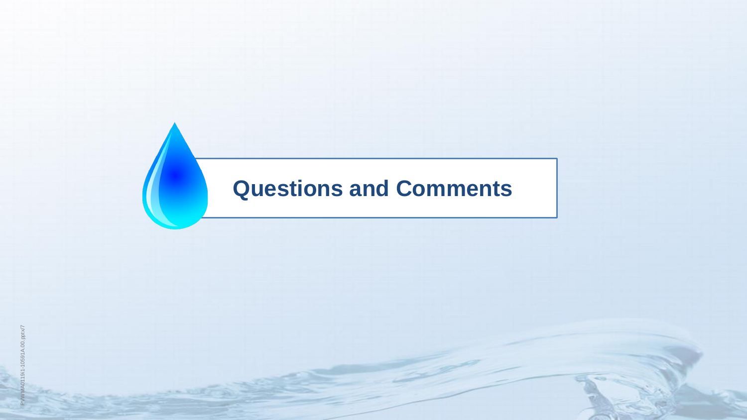# Questions and Comments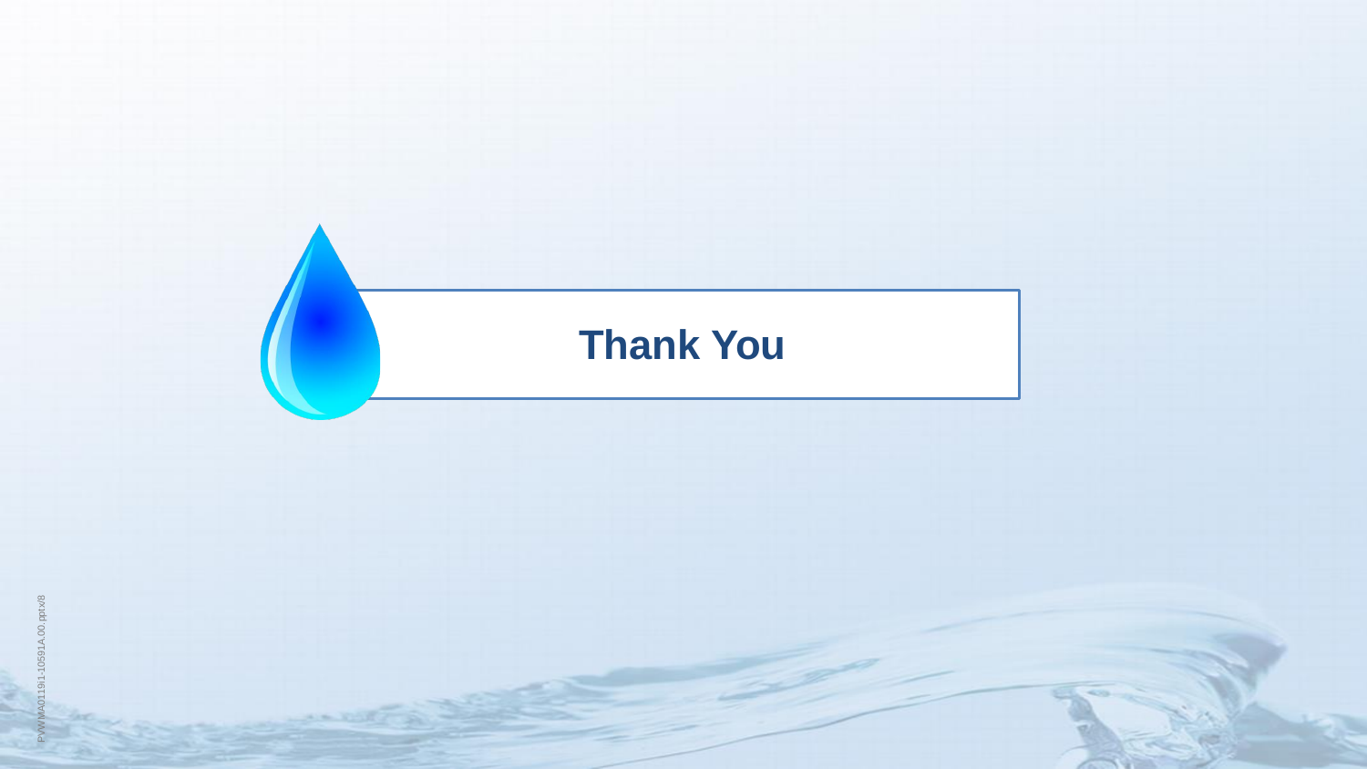# Thank You

PVWWA01191-10591A.00.pptx/8